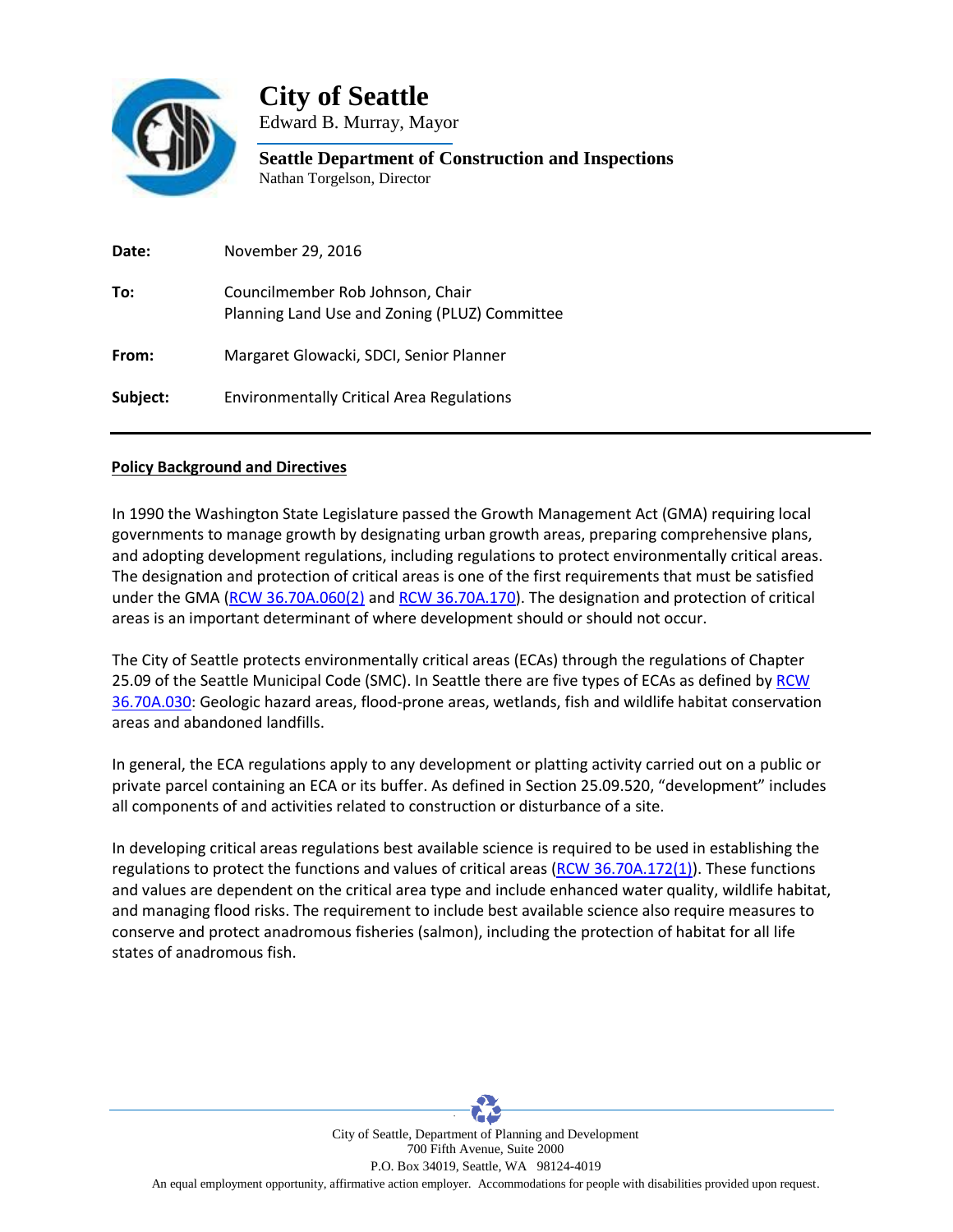# City of Seattle

Edward B. Murray, Mayor

**Seattle Department of Construction and Inspections**

Nathan Torgelson, Director

**Date:** November 29, 2016

**To:** Councilmember Rob Johnson, Chair
Planning Land Use and Zoning (PLUZ) Committee

**From:** Margaret Glowacki, SDCI, Senior Planner

**Subject:** Environmentally Critical Area Regulations

---

**Policy Background and Directives**

In 1990 the Washington State Legislature passed the Growth Management Act (GMA) requiring local governments to manage growth by designating urban growth areas, preparing comprehensive plans, and adopting development regulations, including regulations to protect environmentally critical areas. The designation and protection of critical areas is one of the first requirements that must be satisfied under the GMA (RCW 36.70A.060(2) and RCW 36.70A.170). The designation and protection of critical areas is an important determinant of where development should or should not occur.

The City of Seattle protects environmentally critical areas (ECAs) through the regulations of Chapter 25.09 of the Seattle Municipal Code (SMC). In Seattle there are five types of ECAs as defined by RCW 36.70A.030: Geologic hazard areas, flood-prone areas, wetlands, fish and wildlife habitat conservation areas and abandoned landfills.

In general, the ECA regulations apply to any development or platting activity carried out on a public or private parcel containing an ECA or its buffer. As defined in Section 25.09.520, "development" includes all components of and activities related to construction or disturbance of a site.

In developing critical areas regulations best available science is required to be used in establishing the regulations to protect the functions and values of critical areas (RCW 36.70A.172(1)). These functions and values are dependent on the critical area type and include enhanced water quality, wildlife habitat, and managing flood risks. The requirement to include best available science also require measures to conserve and protect anadromous fisheries (salmon), including the protection of habitat for all life states of anadromous fish.

City of Seattle, Department of Planning and Development
700 Fifth Avenue, Suite 2000
P.O. Box 34019, Seattle, WA 98124-4019
An equal employment opportunity, affirmative action employer. Accommodations for people with disabilities provided upon request.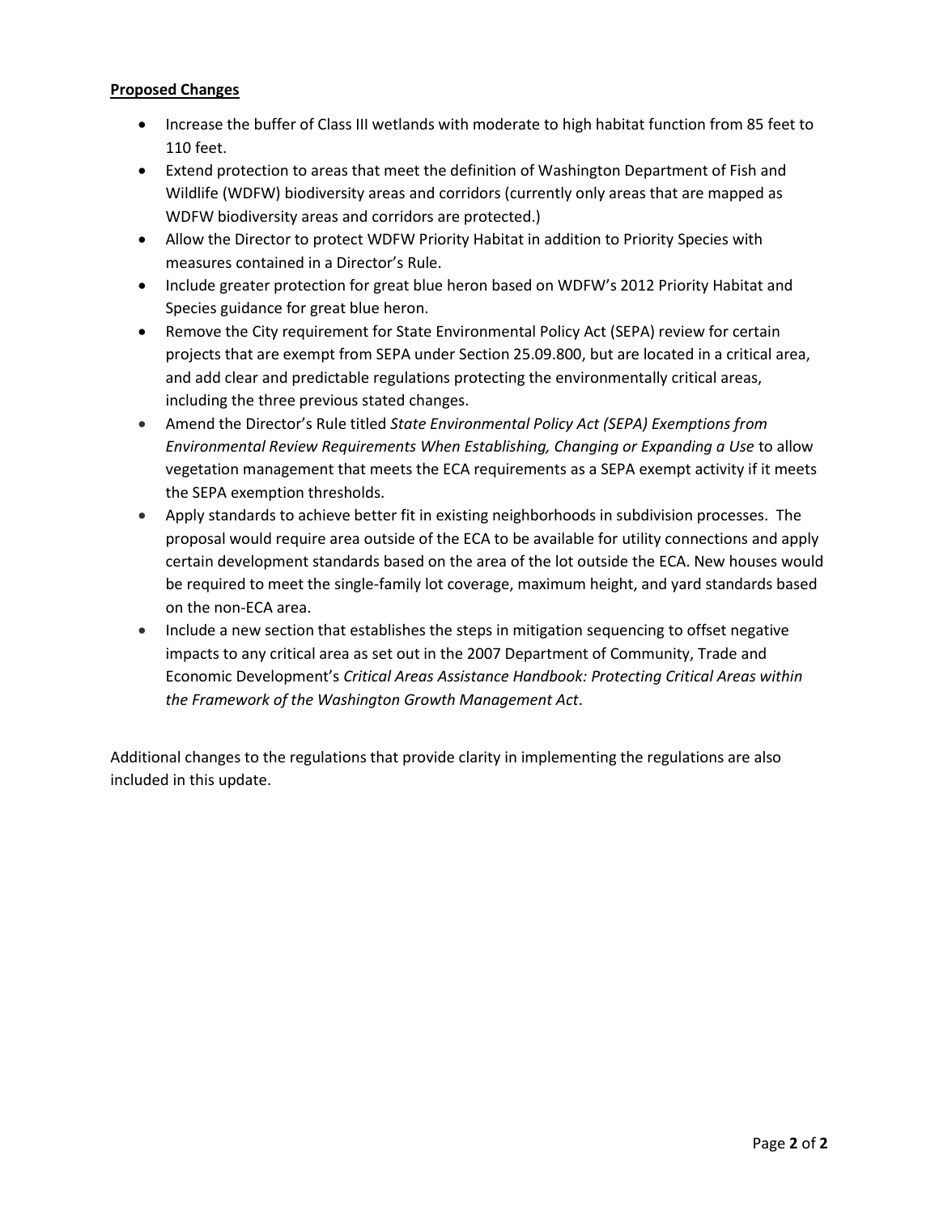**Proposed Changes**

- Increase the buffer of Class III wetlands with moderate to high habitat function from 85 feet to 110 feet.
- Extend protection to areas that meet the definition of Washington Department of Fish and Wildlife (WDFW) biodiversity areas and corridors (currently only areas that are mapped as WDFW biodiversity areas and corridors are protected.)
- Allow the Director to protect WDFW Priority Habitat in addition to Priority Species with measures contained in a Director's Rule.
- Include greater protection for great blue heron based on WDFW's 2012 Priority Habitat and Species guidance for great blue heron.
- Remove the City requirement for State Environmental Policy Act (SEPA) review for certain projects that are exempt from SEPA under Section 25.09.800, but are located in a critical area, and add clear and predictable regulations protecting the environmentally critical areas, including the three previous stated changes.
- Amend the Director's Rule titled *State Environmental Policy Act (SEPA) Exemptions from Environmental Review Requirements When Establishing, Changing or Expanding a Use* to allow vegetation management that meets the ECA requirements as a SEPA exempt activity if it meets the SEPA exemption thresholds.
- Apply standards to achieve better fit in existing neighborhoods in subdivision processes. The proposal would require area outside of the ECA to be available for utility connections and apply certain development standards based on the area of the lot outside the ECA. New houses would be required to meet the single-family lot coverage, maximum height, and yard standards based on the non-ECA area.
- Include a new section that establishes the steps in mitigation sequencing to offset negative impacts to any critical area as set out in the 2007 Department of Community, Trade and Economic Development's *Critical Areas Assistance Handbook: Protecting Critical Areas within the Framework of the Washington Growth Management Act*.

Additional changes to the regulations that provide clarity in implementing the regulations are also included in this update.